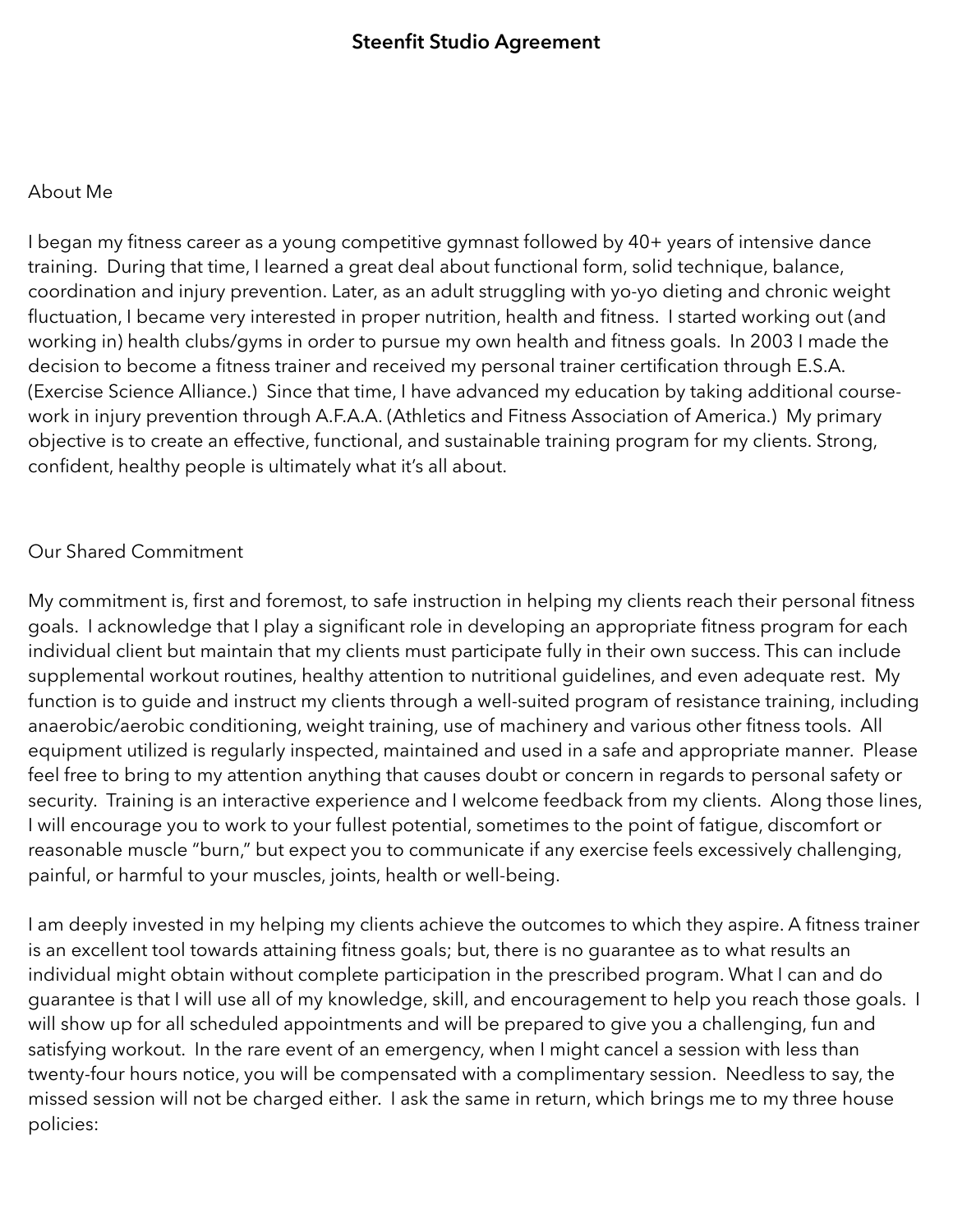# Steenfit Studio Agreement

## About Me

I began my fitness career as a young competitive gymnast followed by 40+ years of intensive dance training. During that time, I learned a great deal about functional form, solid technique, balance, coordination and injury prevention. Later, as an adult struggling with yo-yo dieting and chronic weight fluctuation, I became very interested in proper nutrition, health and fitness. I started working out (and working in) health clubs/gyms in order to pursue my own health and fitness goals. In 2003 I made the decision to become a fitness trainer and received my personal trainer certification through E.S.A. (Exercise Science Alliance.) Since that time, I have advanced my education by taking additional course-work in injury prevention through A.F.A.A. (Athletics and Fitness Association of America.) My primary objective is to create an effective, functional, and sustainable training program for my clients. Strong, confident, healthy people is ultimately what it's all about.

## Our Shared Commitment

My commitment is, first and foremost, to safe instruction in helping my clients reach their personal fitness goals. I acknowledge that I play a significant role in developing an appropriate fitness program for each individual client but maintain that my clients must participate fully in their own success. This can include supplemental workout routines, healthy attention to nutritional guidelines, and even adequate rest. My function is to guide and instruct my clients through a well-suited program of resistance training, including anaerobic/aerobic conditioning, weight training, use of machinery and various other fitness tools. All equipment utilized is regularly inspected, maintained and used in a safe and appropriate manner. Please feel free to bring to my attention anything that causes doubt or concern in regards to personal safety or security. Training is an interactive experience and I welcome feedback from my clients. Along those lines, I will encourage you to work to your fullest potential, sometimes to the point of fatigue, discomfort or reasonable muscle "burn," but expect you to communicate if any exercise feels excessively challenging, painful, or harmful to your muscles, joints, health or well-being.

I am deeply invested in my helping my clients achieve the outcomes to which they aspire. A fitness trainer is an excellent tool towards attaining fitness goals; but, there is no guarantee as to what results an individual might obtain without complete participation in the prescribed program. What I can and do guarantee is that I will use all of my knowledge, skill, and encouragement to help you reach those goals. I will show up for all scheduled appointments and will be prepared to give you a challenging, fun and satisfying workout. In the rare event of an emergency, when I might cancel a session with less than twenty-four hours notice, you will be compensated with a complimentary session. Needless to say, the missed session will not be charged either. I ask the same in return, which brings me to my three house policies: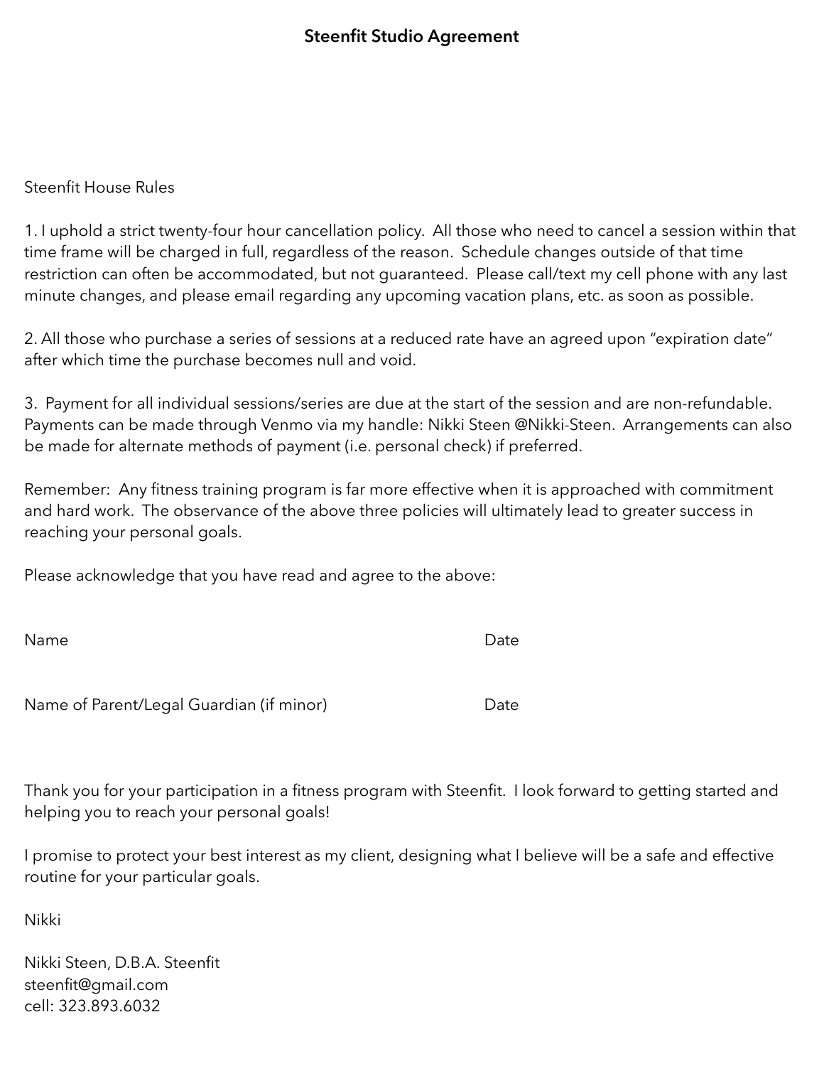# Steenfit Studio Agreement

Steenfit House Rules

1. I uphold a strict twenty-four hour cancellation policy. All those who need to cancel a session within that time frame will be charged in full, regardless of the reason. Schedule changes outside of that time restriction can often be accommodated, but not guaranteed. Please call/text my cell phone with any last minute changes, and please email regarding any upcoming vacation plans, etc. as soon as possible.

2. All those who purchase a series of sessions at a reduced rate have an agreed upon "expiration date" after which time the purchase becomes null and void.

3. Payment for all individual sessions/series are due at the start of the session and are non-refundable. Payments can be made through Venmo via my handle: Nikki Steen @Nikki-Steen. Arrangements can also be made for alternate methods of payment (i.e. personal check) if preferred.

Remember: Any fitness training program is far more effective when it is approached with commitment and hard work. The observance of the above three policies will ultimately lead to greater success in reaching your personal goals.

Please acknowledge that you have read and agree to the above:

Name Date

Name of Parent/Legal Guardian (if minor) Date

Thank you for your participation in a fitness program with Steenfit. I look forward to getting started and helping you to reach your personal goals!

I promise to protect your best interest as my client, designing what I believe will be a safe and effective routine for your particular goals.

Nikki

Nikki Steen, D.B.A. Steenfit
steenfit@gmail.com
cell: 323.893.6032